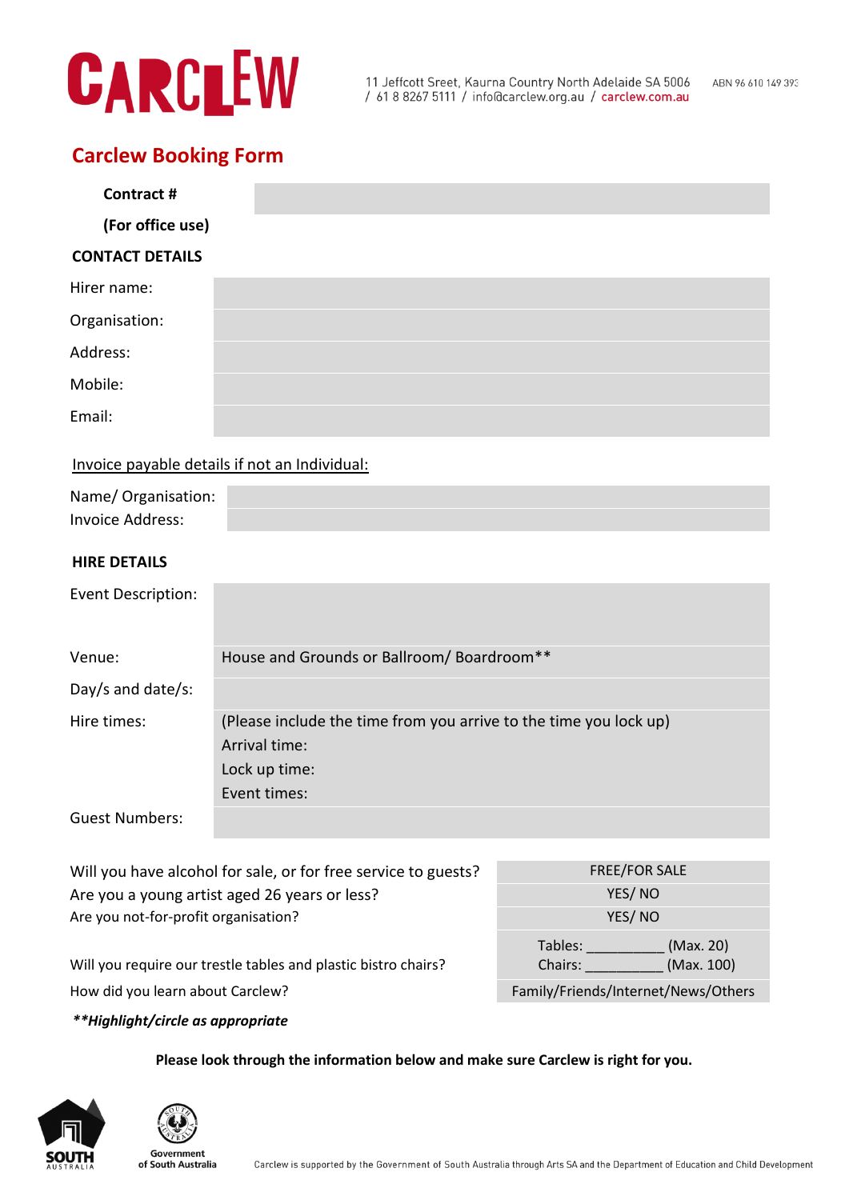CARCLEW

11 Jeffcott Sreet, Kaurna Country North Adelaide SA 5006 / 61 8 8267 5111 / info@carclew.org.au / carclew.com.au ABN 96 610 149 393

## Carclew Booking Form

| | |
|---|---|
| **Contract #** | |
| **(For office use)** | |

**CONTACT DETAILS**

| | |
|---|---|
| Hirer name: | |
| Organisation: | |
| Address: | |
| Mobile: | |
| Email: | |

Invoice payable details if not an Individual:

| | |
|---|---|
| Name/ Organisation: | |
| Invoice Address: | |

**HIRE DETAILS**

| | |
|---|---|
| Event Description: | |
| Venue: | House and Grounds or Ballroom/ Boardroom** |
| Day/s and date/s: | |
| Hire times: | (Please include the time from you arrive to the time you lock up)<br>Arrival time:<br>Lock up time:<br>Event times: |
| Guest Numbers: | |

| | |
|---|---|
| Will you have alcohol for sale, or for free service to guests? | FREE/FOR SALE |
| Are you a young artist aged 26 years or less? | YES/ NO |
| Are you not-for-profit organisation? | YES/ NO |
| Will you require our trestle tables and plastic bistro chairs? | Tables: __________ (Max. 20)<br>Chairs: __________ (Max. 100) |
| How did you learn about Carclew? | Family/Friends/Internet/News/Others |

***Highlight/circle as appropriate**

**Please look through the information below and make sure Carclew is right for you.**

SOUTH AUSTRALIA

Government of South Australia

Carclew is supported by the Government of South Australia through Arts SA and the Department of Education and Child Development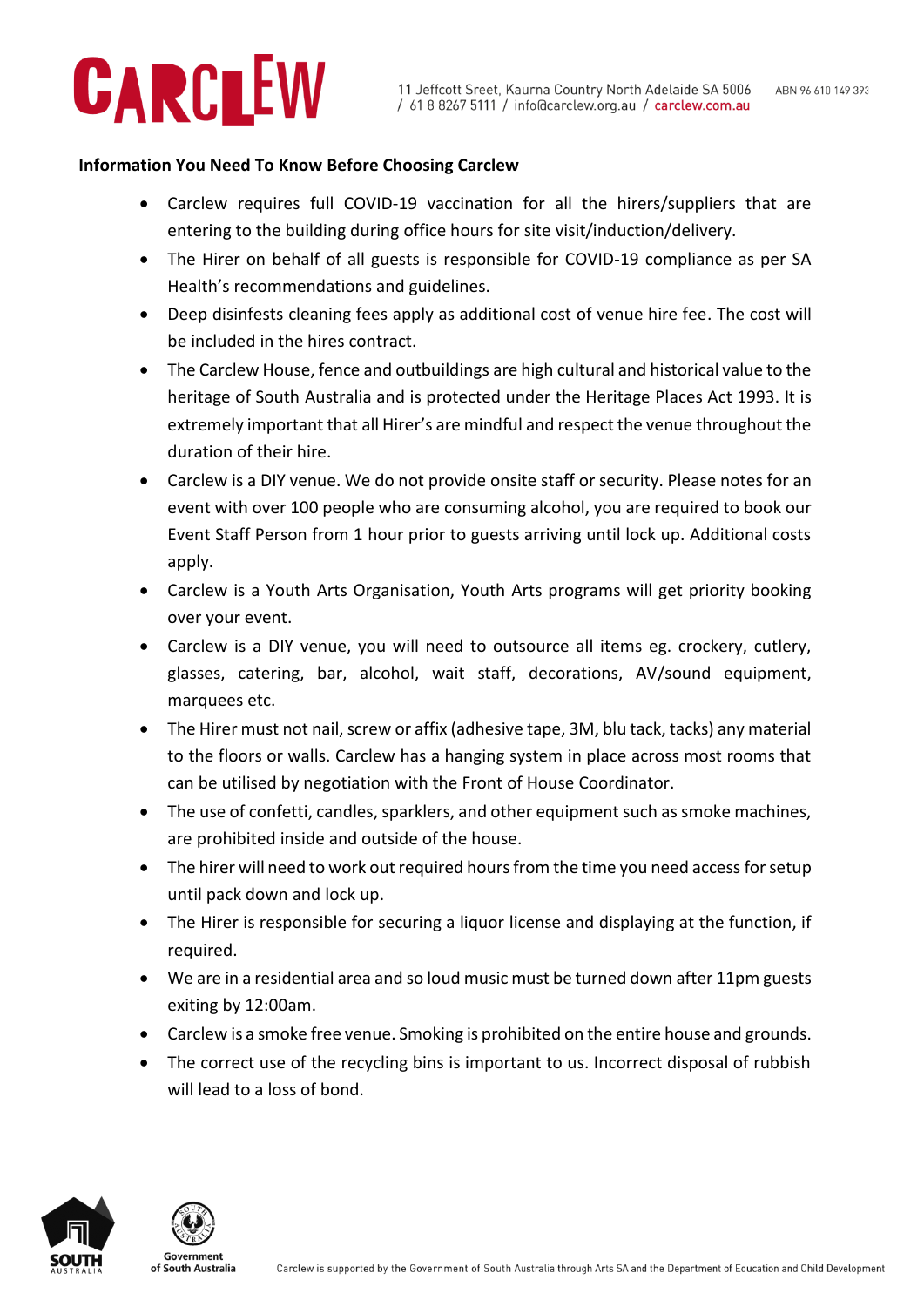**Information You Need To Know Before Choosing Carclew**

- Carclew requires full COVID-19 vaccination for all the hirers/suppliers that are entering to the building during office hours for site visit/induction/delivery.
- The Hirer on behalf of all guests is responsible for COVID-19 compliance as per SA Health's recommendations and guidelines.
- Deep disinfests cleaning fees apply as additional cost of venue hire fee. The cost will be included in the hires contract.
- The Carclew House, fence and outbuildings are high cultural and historical value to the heritage of South Australia and is protected under the Heritage Places Act 1993. It is extremely important that all Hirer's are mindful and respect the venue throughout the duration of their hire.
- Carclew is a DIY venue. We do not provide onsite staff or security. Please notes for an event with over 100 people who are consuming alcohol, you are required to book our Event Staff Person from 1 hour prior to guests arriving until lock up. Additional costs apply.
- Carclew is a Youth Arts Organisation, Youth Arts programs will get priority booking over your event.
- Carclew is a DIY venue, you will need to outsource all items eg. crockery, cutlery, glasses, catering, bar, alcohol, wait staff, decorations, AV/sound equipment, marquees etc.
- The Hirer must not nail, screw or affix (adhesive tape, 3M, blu tack, tacks) any material to the floors or walls. Carclew has a hanging system in place across most rooms that can be utilised by negotiation with the Front of House Coordinator.
- The use of confetti, candles, sparklers, and other equipment such as smoke machines, are prohibited inside and outside of the house.
- The hirer will need to work out required hours from the time you need access for setup until pack down and lock up.
- The Hirer is responsible for securing a liquor license and displaying at the function, if required.
- We are in a residential area and so loud music must be turned down after 11pm guests exiting by 12:00am.
- Carclew is a smoke free venue. Smoking is prohibited on the entire house and grounds.
- The correct use of the recycling bins is important to us. Incorrect disposal of rubbish will lead to a loss of bond.